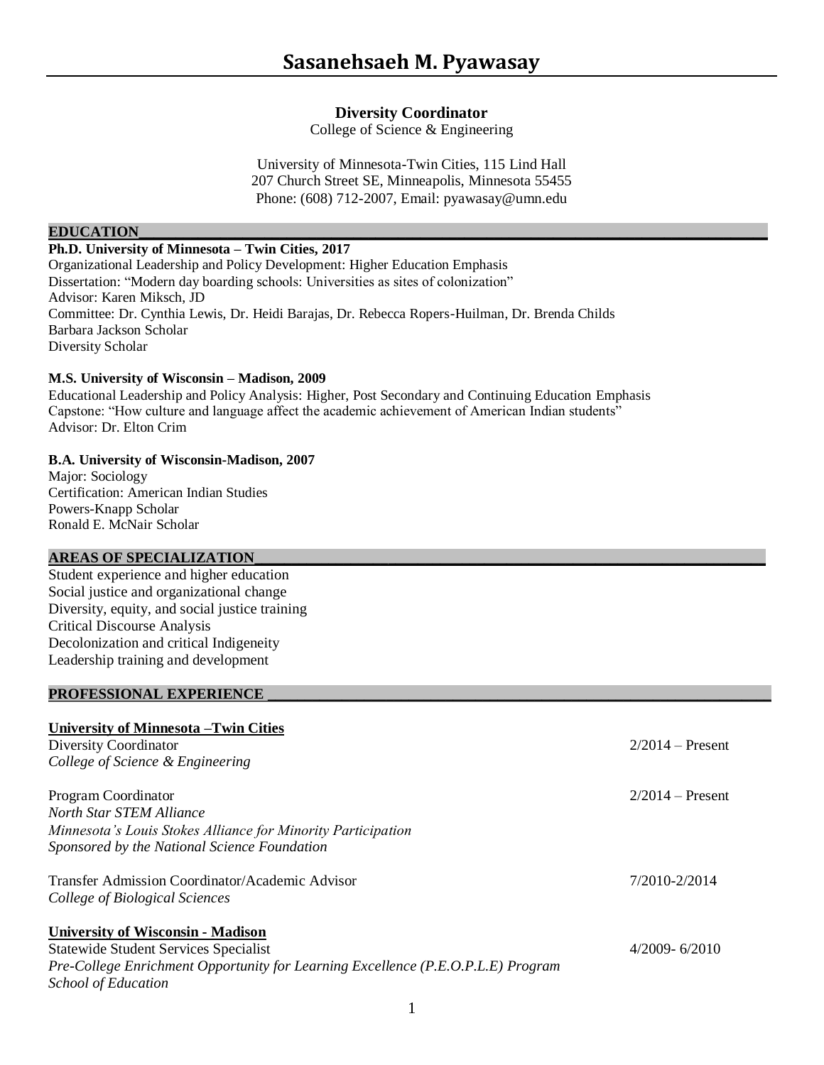# Sasanehsaeh M. Pyawasay

**Diversity Coordinator**
College of Science & Engineering

University of Minnesota-Twin Cities, 115 Lind Hall
207 Church Street SE, Minneapolis, Minnesota 55455
Phone: (608) 712-2007, Email: pyawasay@umn.edu

## EDUCATION

**Ph.D. University of Minnesota – Twin Cities, 2017**
Organizational Leadership and Policy Development: Higher Education Emphasis
Dissertation: "Modern day boarding schools: Universities as sites of colonization"
Advisor: Karen Miksch, JD
Committee: Dr. Cynthia Lewis, Dr. Heidi Barajas, Dr. Rebecca Ropers-Huilman, Dr. Brenda Childs
Barbara Jackson Scholar
Diversity Scholar

**M.S. University of Wisconsin – Madison, 2009**
Educational Leadership and Policy Analysis: Higher, Post Secondary and Continuing Education Emphasis
Capstone: "How culture and language affect the academic achievement of American Indian students"
Advisor: Dr. Elton Crim

**B.A. University of Wisconsin-Madison, 2007**
Major: Sociology
Certification: American Indian Studies
Powers-Knapp Scholar
Ronald E. McNair Scholar

## AREAS OF SPECIALIZATION

Student experience and higher education
Social justice and organizational change
Diversity, equity, and social justice training
Critical Discourse Analysis
Decolonization and critical Indigeneity
Leadership training and development

## PROFESSIONAL EXPERIENCE

**University of Minnesota –Twin Cities**

Diversity Coordinator — 2/2014 – Present
*College of Science & Engineering*

Program Coordinator — 2/2014 – Present
*North Star STEM Alliance*
*Minnesota's Louis Stokes Alliance for Minority Participation*
*Sponsored by the National Science Foundation*

Transfer Admission Coordinator/Academic Advisor — 7/2010-2/2014
*College of Biological Sciences*

**University of Wisconsin - Madison**

Statewide Student Services Specialist — 4/2009- 6/2010
*Pre-College Enrichment Opportunity for Learning Excellence (P.E.O.P.L.E) Program*
*School of Education*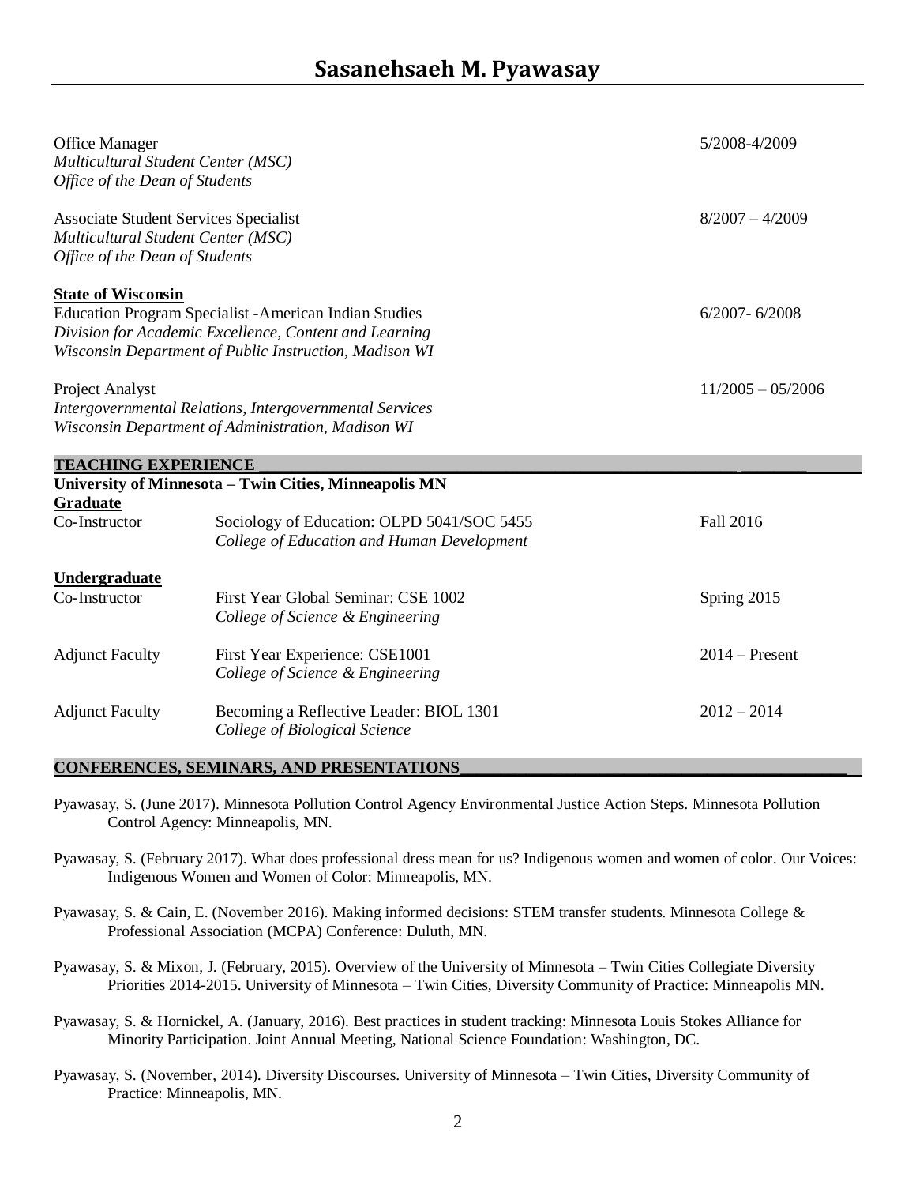# Sasanehsaeh M. Pyawasay

Office Manager 5/2008-4/2009
*Multicultural Student Center (MSC)*
*Office of the Dean of Students*

Associate Student Services Specialist 8/2007 – 4/2009
*Multicultural Student Center (MSC)*
*Office of the Dean of Students*

**State of Wisconsin**
Education Program Specialist -American Indian Studies 6/2007- 6/2008
*Division for Academic Excellence, Content and Learning*
*Wisconsin Department of Public Instruction, Madison WI*

Project Analyst 11/2005 – 05/2006
*Intergovernmental Relations, Intergovernmental Services*
*Wisconsin Department of Administration, Madison WI*

## TEACHING EXPERIENCE

**University of Minnesota – Twin Cities, Minneapolis MN**

**Graduate**

| | | |
|---|---|---|
| Co-Instructor | Sociology of Education: OLPD 5041/SOC 5455<br>*College of Education and Human Development* | Fall 2016 |

**Undergraduate**

| | | |
|---|---|---|
| Co-Instructor | First Year Global Seminar: CSE 1002<br>*College of Science & Engineering* | Spring 2015 |
| Adjunct Faculty | First Year Experience: CSE1001<br>*College of Science & Engineering* | 2014 – Present |
| Adjunct Faculty | Becoming a Reflective Leader: BIOL 1301<br>*College of Biological Science* | 2012 – 2014 |

## CONFERENCES, SEMINARS, AND PRESENTATIONS

Pyawasay, S. (June 2017). Minnesota Pollution Control Agency Environmental Justice Action Steps. Minnesota Pollution Control Agency: Minneapolis, MN.

Pyawasay, S. (February 2017). What does professional dress mean for us? Indigenous women and women of color. Our Voices: Indigenous Women and Women of Color: Minneapolis, MN.

Pyawasay, S. & Cain, E. (November 2016). Making informed decisions: STEM transfer students. Minnesota College & Professional Association (MCPA) Conference: Duluth, MN.

Pyawasay, S. & Mixon, J. (February, 2015). Overview of the University of Minnesota – Twin Cities Collegiate Diversity Priorities 2014-2015. University of Minnesota – Twin Cities, Diversity Community of Practice: Minneapolis MN.

Pyawasay, S. & Hornickel, A. (January, 2016). Best practices in student tracking: Minnesota Louis Stokes Alliance for Minority Participation. Joint Annual Meeting, National Science Foundation: Washington, DC.

Pyawasay, S. (November, 2014). Diversity Discourses. University of Minnesota – Twin Cities, Diversity Community of Practice: Minneapolis, MN.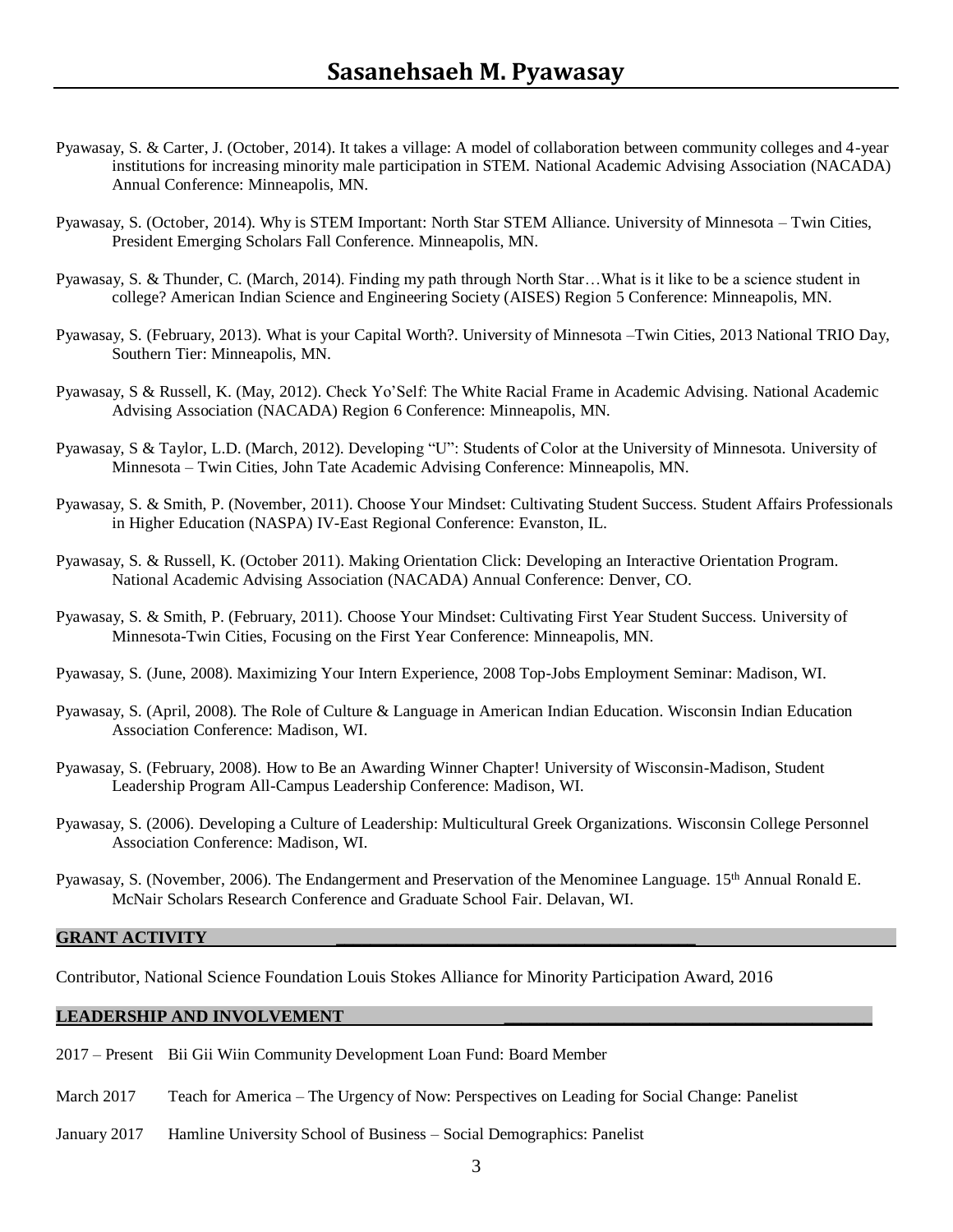Pyawasay, S. & Carter, J. (October, 2014). It takes a village: A model of collaboration between community colleges and 4-year institutions for increasing minority male participation in STEM. National Academic Advising Association (NACADA) Annual Conference: Minneapolis, MN.

Pyawasay, S. (October, 2014). Why is STEM Important: North Star STEM Alliance. University of Minnesota – Twin Cities, President Emerging Scholars Fall Conference. Minneapolis, MN.

Pyawasay, S. & Thunder, C. (March, 2014). Finding my path through North Star…What is it like to be a science student in college? American Indian Science and Engineering Society (AISES) Region 5 Conference: Minneapolis, MN.

Pyawasay, S. (February, 2013). What is your Capital Worth?. University of Minnesota –Twin Cities, 2013 National TRIO Day, Southern Tier: Minneapolis, MN.

Pyawasay, S & Russell, K. (May, 2012). Check Yo'Self: The White Racial Frame in Academic Advising. National Academic Advising Association (NACADA) Region 6 Conference: Minneapolis, MN.

Pyawasay, S & Taylor, L.D. (March, 2012). Developing "U": Students of Color at the University of Minnesota. University of Minnesota – Twin Cities, John Tate Academic Advising Conference: Minneapolis, MN.

Pyawasay, S. & Smith, P. (November, 2011). Choose Your Mindset: Cultivating Student Success. Student Affairs Professionals in Higher Education (NASPA) IV-East Regional Conference: Evanston, IL.

Pyawasay, S. & Russell, K. (October 2011). Making Orientation Click: Developing an Interactive Orientation Program. National Academic Advising Association (NACADA) Annual Conference: Denver, CO.

Pyawasay, S. & Smith, P. (February, 2011). Choose Your Mindset: Cultivating First Year Student Success. University of Minnesota-Twin Cities, Focusing on the First Year Conference: Minneapolis, MN.

Pyawasay, S. (June, 2008). Maximizing Your Intern Experience, 2008 Top-Jobs Employment Seminar: Madison, WI.

Pyawasay, S. (April, 2008). The Role of Culture & Language in American Indian Education. Wisconsin Indian Education Association Conference: Madison, WI.

Pyawasay, S. (February, 2008). How to Be an Awarding Winner Chapter! University of Wisconsin-Madison, Student Leadership Program All-Campus Leadership Conference: Madison, WI.

Pyawasay, S. (2006). Developing a Culture of Leadership: Multicultural Greek Organizations. Wisconsin College Personnel Association Conference: Madison, WI.

Pyawasay, S. (November, 2006). The Endangerment and Preservation of the Menominee Language. 15th Annual Ronald E. McNair Scholars Research Conference and Graduate School Fair. Delavan, WI.

## GRANT ACTIVITY

Contributor, National Science Foundation Louis Stokes Alliance for Minority Participation Award, 2016

## LEADERSHIP AND INVOLVEMENT

2017 – Present Bii Gii Wiin Community Development Loan Fund: Board Member

March 2017 Teach for America – The Urgency of Now: Perspectives on Leading for Social Change: Panelist

January 2017 Hamline University School of Business – Social Demographics: Panelist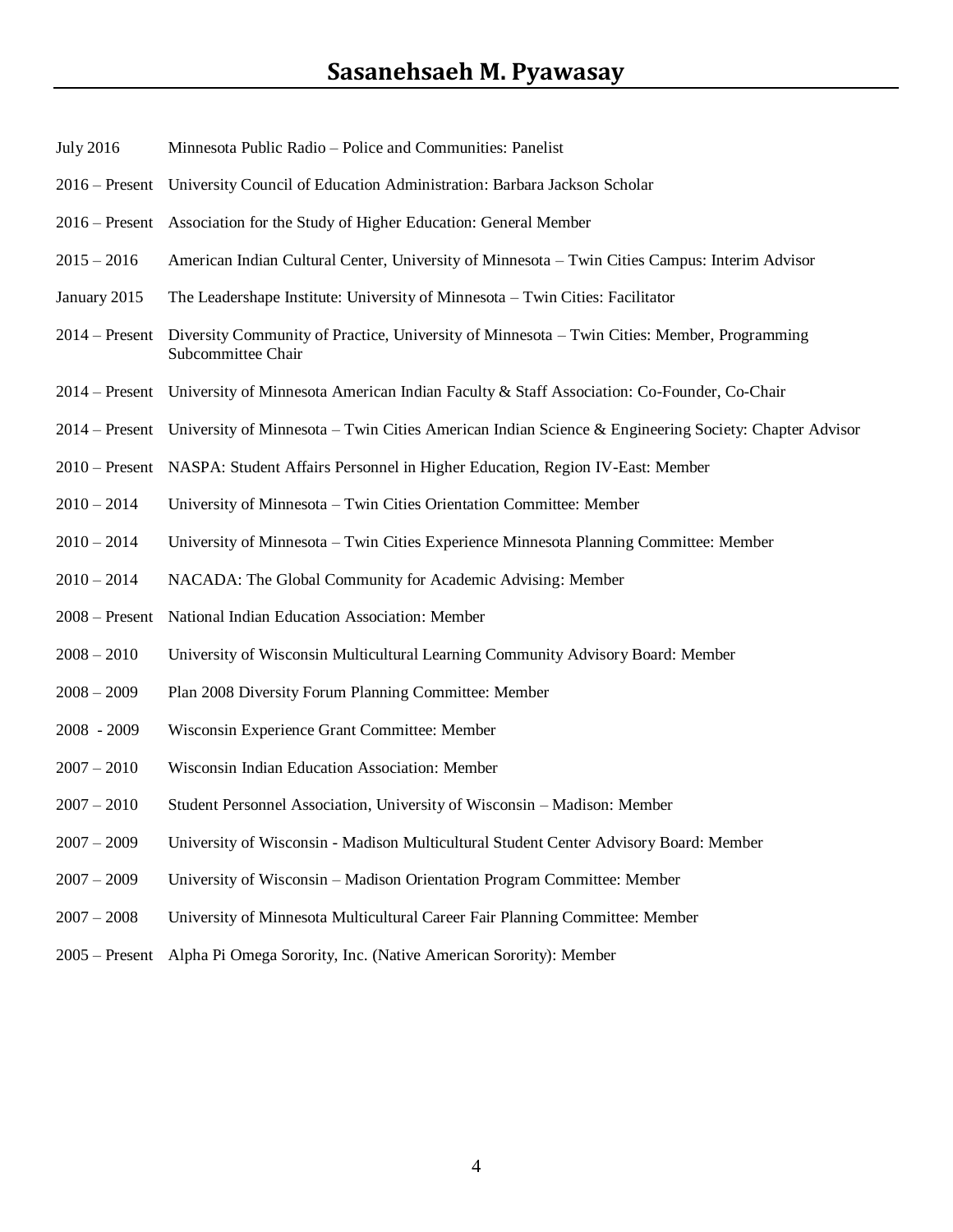| | |
|---|---|
| July 2016 | Minnesota Public Radio – Police and Communities: Panelist |
| 2016 – Present | University Council of Education Administration: Barbara Jackson Scholar |
| 2016 – Present | Association for the Study of Higher Education: General Member |
| 2015 – 2016 | American Indian Cultural Center, University of Minnesota – Twin Cities Campus: Interim Advisor |
| January 2015 | The Leadershape Institute: University of Minnesota – Twin Cities: Facilitator |
| 2014 – Present | Diversity Community of Practice, University of Minnesota – Twin Cities: Member, Programming Subcommittee Chair |
| 2014 – Present | University of Minnesota American Indian Faculty & Staff Association: Co-Founder, Co-Chair |
| 2014 – Present | University of Minnesota – Twin Cities American Indian Science & Engineering Society: Chapter Advisor |
| 2010 – Present | NASPA: Student Affairs Personnel in Higher Education, Region IV-East: Member |
| 2010 – 2014 | University of Minnesota – Twin Cities Orientation Committee: Member |
| 2010 – 2014 | University of Minnesota – Twin Cities Experience Minnesota Planning Committee: Member |
| 2010 – 2014 | NACADA: The Global Community for Academic Advising: Member |
| 2008 – Present | National Indian Education Association: Member |
| 2008 – 2010 | University of Wisconsin Multicultural Learning Community Advisory Board: Member |
| 2008 – 2009 | Plan 2008 Diversity Forum Planning Committee: Member |
| 2008 - 2009 | Wisconsin Experience Grant Committee: Member |
| 2007 – 2010 | Wisconsin Indian Education Association: Member |
| 2007 – 2010 | Student Personnel Association, University of Wisconsin – Madison: Member |
| 2007 – 2009 | University of Wisconsin - Madison Multicultural Student Center Advisory Board: Member |
| 2007 – 2009 | University of Wisconsin – Madison Orientation Program Committee: Member |
| 2007 – 2008 | University of Minnesota Multicultural Career Fair Planning Committee: Member |
| 2005 – Present | Alpha Pi Omega Sorority, Inc. (Native American Sorority): Member |